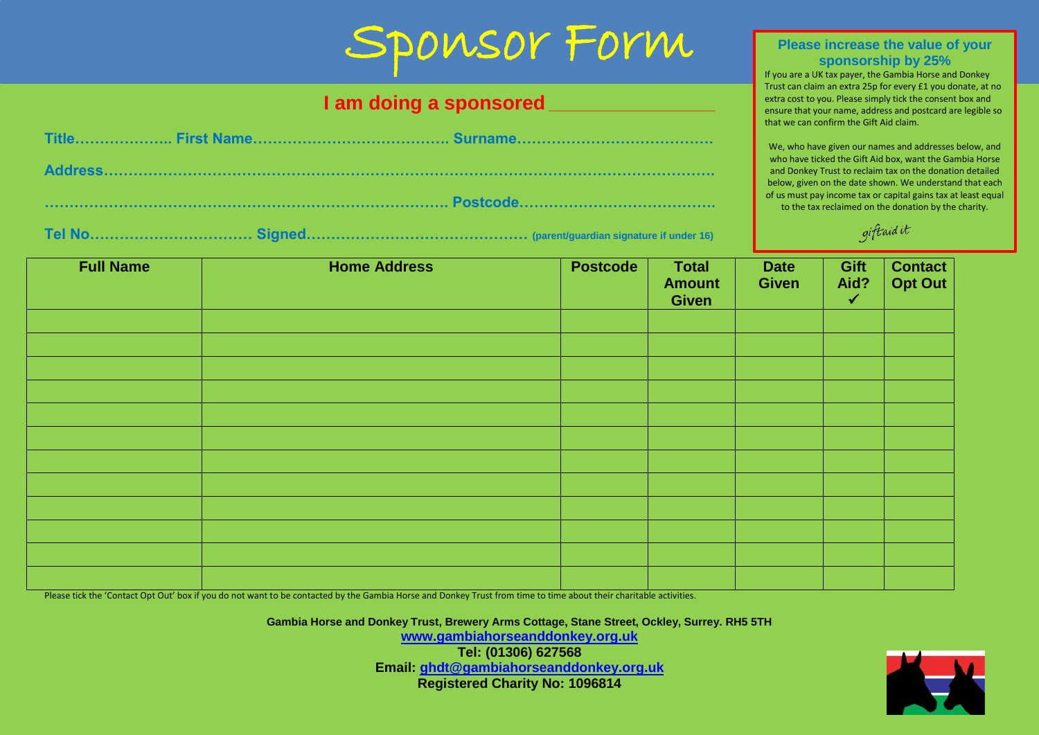# Sponsor Form

## I am doing a sponsored ________________

**Title……………….. First Name………………………………. Surname……………………………….**

**Address……………………………………………………………………………………………………….**

**………………………………………………………………………. Postcode……………………………….**

**Tel No…………………………… Signed…………………………………….** (parent/guardian signature if under 16)

**Please increase the value of your sponsorship by 25%**

If you are a UK tax payer, the Gambia Horse and Donkey Trust can claim an extra 25p for every £1 you donate, at no extra cost to you. Please simply tick the consent box and ensure that your name, address and postcard are legible so that we can confirm the Gift Aid claim.

We, who have given our names and addresses below, and who have ticked the Gift Aid box, want the Gambia Horse and Donkey Trust to reclaim tax on the donation detailed below, given on the date shown. We understand that each of us must pay income tax or capital gains tax at least equal to the tax reclaimed on the donation by the charity.

giftaid it

| Full Name | Home Address | Postcode | Total Amount Given | Date Given | Gift Aid? ✓ | Contact Opt Out |
|---|---|---|---|---|---|---|
| | | | | | | |
| | | | | | | |
| | | | | | | |
| | | | | | | |
| | | | | | | |
| | | | | | | |
| | | | | | | |
| | | | | | | |
| | | | | | | |
| | | | | | | |
| | | | | | | |
| | | | | | | |

Please tick the 'Contact Opt Out' box if you do not want to be contacted by the Gambia Horse and Donkey Trust from time to time about their charitable activities.

**Gambia Horse and Donkey Trust, Brewery Arms Cottage, Stane Street, Ockley, Surrey. RH5 5TH**
**www.gambiahorseanddonkey.org.uk**
**Tel: (01306) 627568**
**Email: ghdt@gambiahorseanddonkey.org.uk**
**Registered Charity No: 1096814**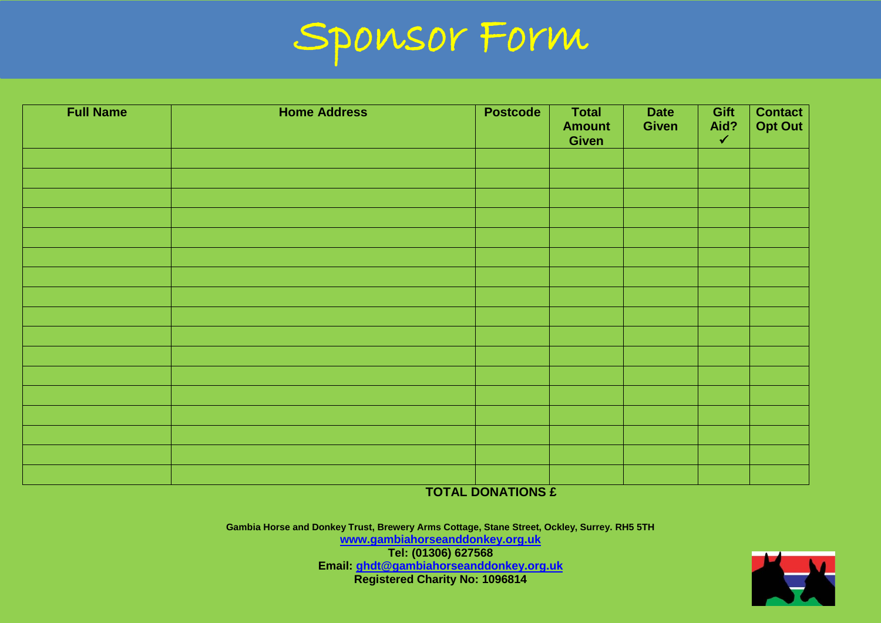# Sponsor Form

| Full Name | Home Address | Postcode | Total Amount Given | Date Given | Gift Aid? ✓ | Contact Opt Out |
|---|---|---|---|---|---|---|
| | | | | | | |
| | | | | | | |
| | | | | | | |
| | | | | | | |
| | | | | | | |
| | | | | | | |
| | | | | | | |
| | | | | | | |
| | | | | | | |
| | | | | | | |
| | | | | | | |
| | | | | | | |
| | | | | | | |
| | | | | | | |
| | | | | | | |
| | | | | | | |
| | | | | | | |

**TOTAL DONATIONS £**

**Gambia Horse and Donkey Trust, Brewery Arms Cottage, Stane Street, Ockley, Surrey. RH5 5TH**
**www.gambiahorseanddonkey.org.uk**
**Tel: (01306) 627568**
**Email: ghdt@gambiahorseanddonkey.org.uk**
**Registered Charity No: 1096814**